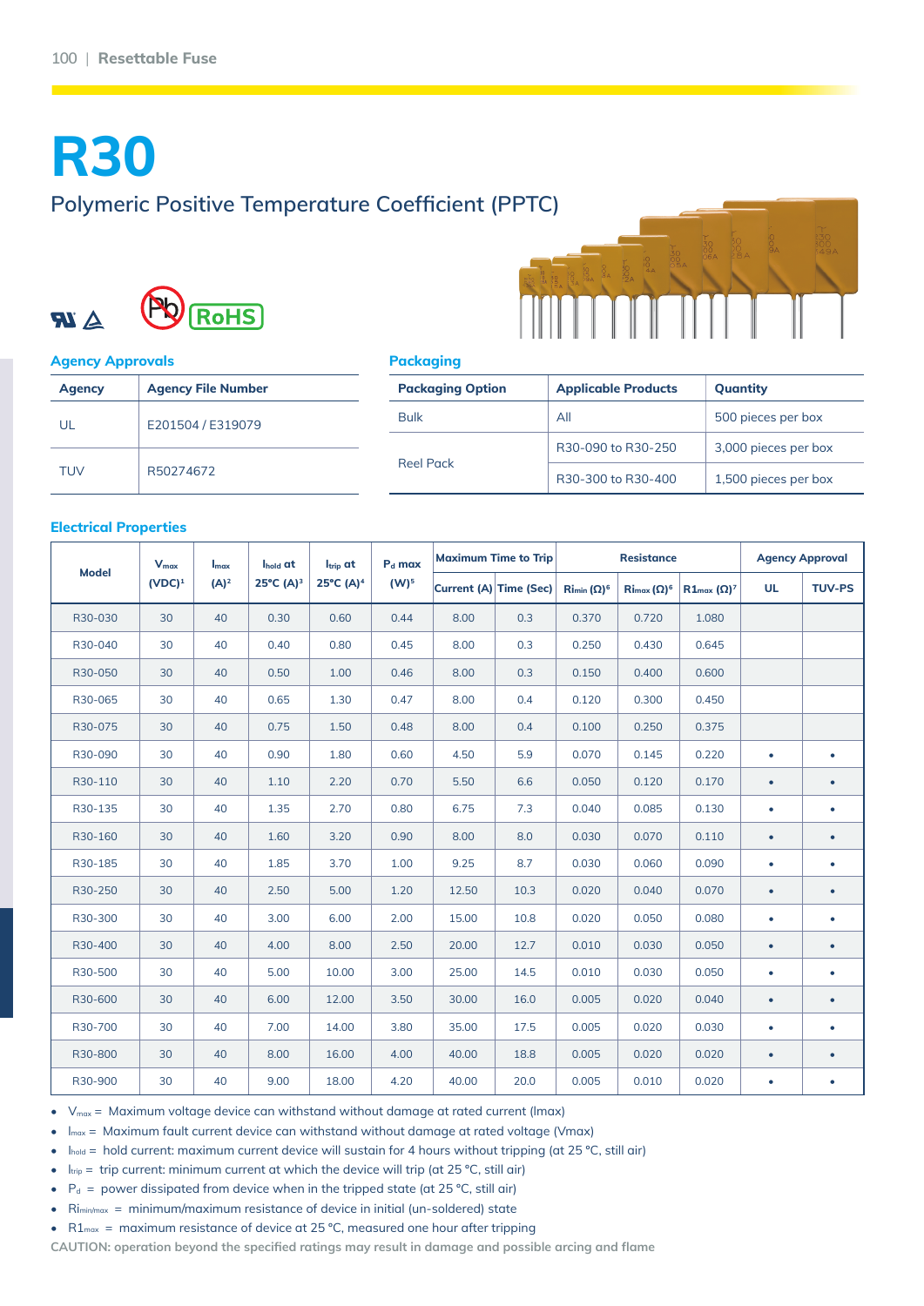# R30

## Polymeric Positive Temperature Coefficient (PPTC)

### Agency Approvals

| Agency | Agency File Number |
|---|---|
| UL | E201504 / E319079 |
| TUV | R50274672 |

### Packaging

| Packaging Option | Applicable Products | Quantity |
|---|---|---|
| Bulk | All | 500 pieces per box |
| Reel Pack | R30-090 to R30-250 | 3,000 pieces per box |
| | R30-300 to R30-400 | 1,500 pieces per box |

### Electrical Properties

| Model | $V_{max}$ (VDC)[1] | $I_{max}$ (A)[2] | $I_{hold}$ at 25°C (A)[3] | $I_{trip}$ at 25°C (A)[4] | $P_d$ max (W)[5] | Maximum Time to Trip | | Resistance | | | Agency Approval | |
|---|---|---|---|---|---|---|---|---|---|---|---|---|
| | | | | | | Current (A) | Time (Sec) | $Ri_{min}$ (Ω)[6] | $Ri_{max}$ (Ω)[6] | $R1_{max}$ (Ω)[7] | UL | TUV-PS |
| R30-030 | 30 | 40 | 0.30 | 0.60 | 0.44 | 8.00 | 0.3 | 0.370 | 0.720 | 1.080 | | |
| R30-040 | 30 | 40 | 0.40 | 0.80 | 0.45 | 8.00 | 0.3 | 0.250 | 0.430 | 0.645 | | |
| R30-050 | 30 | 40 | 0.50 | 1.00 | 0.46 | 8.00 | 0.3 | 0.150 | 0.400 | 0.600 | | |
| R30-065 | 30 | 40 | 0.65 | 1.30 | 0.47 | 8.00 | 0.4 | 0.120 | 0.300 | 0.450 | | |
| R30-075 | 30 | 40 | 0.75 | 1.50 | 0.48 | 8.00 | 0.4 | 0.100 | 0.250 | 0.375 | | |
| R30-090 | 30 | 40 | 0.90 | 1.80 | 0.60 | 4.50 | 5.9 | 0.070 | 0.145 | 0.220 | • | • |
| R30-110 | 30 | 40 | 1.10 | 2.20 | 0.70 | 5.50 | 6.6 | 0.050 | 0.120 | 0.170 | • | • |
| R30-135 | 30 | 40 | 1.35 | 2.70 | 0.80 | 6.75 | 7.3 | 0.040 | 0.085 | 0.130 | • | • |
| R30-160 | 30 | 40 | 1.60 | 3.20 | 0.90 | 8.00 | 8.0 | 0.030 | 0.070 | 0.110 | • | • |
| R30-185 | 30 | 40 | 1.85 | 3.70 | 1.00 | 9.25 | 8.7 | 0.030 | 0.060 | 0.090 | • | • |
| R30-250 | 30 | 40 | 2.50 | 5.00 | 1.20 | 12.50 | 10.3 | 0.020 | 0.040 | 0.070 | • | • |
| R30-300 | 30 | 40 | 3.00 | 6.00 | 2.00 | 15.00 | 10.8 | 0.020 | 0.050 | 0.080 | • | • |
| R30-400 | 30 | 40 | 4.00 | 8.00 | 2.50 | 20.00 | 12.7 | 0.010 | 0.030 | 0.050 | • | • |
| R30-500 | 30 | 40 | 5.00 | 10.00 | 3.00 | 25.00 | 14.5 | 0.010 | 0.030 | 0.050 | • | • |
| R30-600 | 30 | 40 | 6.00 | 12.00 | 3.50 | 30.00 | 16.0 | 0.005 | 0.020 | 0.040 | • | • |
| R30-700 | 30 | 40 | 7.00 | 14.00 | 3.80 | 35.00 | 17.5 | 0.005 | 0.020 | 0.030 | • | • |
| R30-800 | 30 | 40 | 8.00 | 16.00 | 4.00 | 40.00 | 18.8 | 0.005 | 0.020 | 0.020 | • | • |
| R30-900 | 30 | 40 | 9.00 | 18.00 | 4.20 | 40.00 | 20.0 | 0.005 | 0.010 | 0.020 | • | • |

- $V_{max}$ = Maximum voltage device can withstand without damage at rated current (Imax)
- $I_{max}$ = Maximum fault current device can withstand without damage at rated voltage (Vmax)
- $I_{hold}$ = hold current: maximum current device will sustain for 4 hours without tripping (at 25 °C, still air)
- $I_{trip}$ = trip current: minimum current at which the device will trip (at 25 °C, still air)
- $P_d$ = power dissipated from device when in the tripped state (at 25 °C, still air)
- $Ri_{min/max}$ = minimum/maximum resistance of device in initial (un-soldered) state
- $R1_{max}$ = maximum resistance of device at 25 °C, measured one hour after tripping

**CAUTION: operation beyond the specified ratings may result in damage and possible arcing and flame**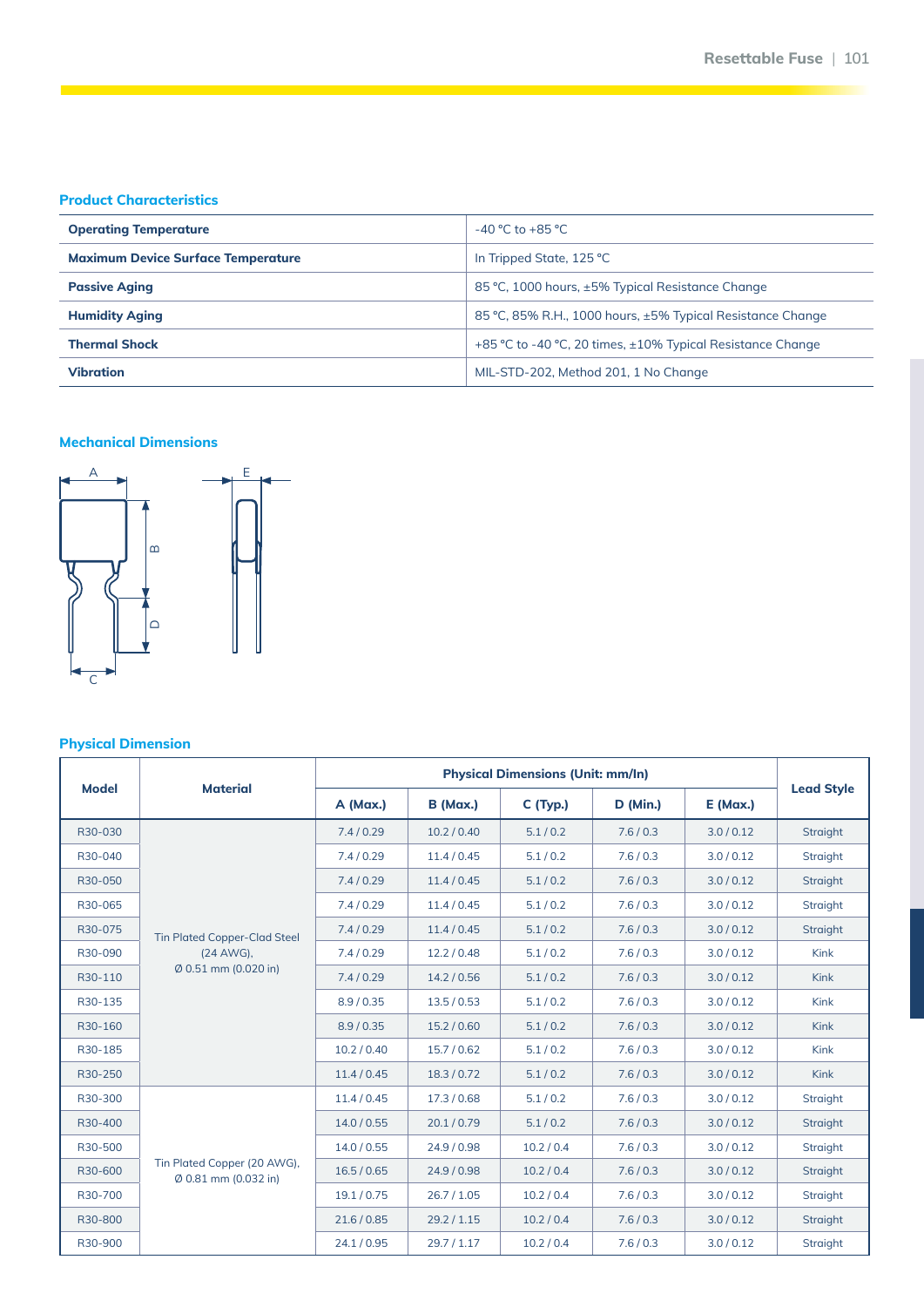## Product Characteristics

| | |
|---|---|
| **Operating Temperature** | -40 °C to +85 °C |
| **Maximum Device Surface Temperature** | In Tripped State, 125 °C |
| **Passive Aging** | 85 °C, 1000 hours, ±5% Typical Resistance Change |
| **Humidity Aging** | 85 °C, 85% R.H., 1000 hours, ±5% Typical Resistance Change |
| **Thermal Shock** | +85 °C to -40 °C, 20 times, ±10% Typical Resistance Change |
| **Vibration** | MIL-STD-202, Method 201, 1 No Change |

## Mechanical Dimensions

A
E
B
D
C

## Physical Dimension

| Model | Material | Physical Dimensions (Unit: mm/In) | | | | | Lead Style |
|---|---|---|---|---|---|---|---|
| | | A (Max.) | B (Max.) | C (Typ.) | D (Min.) | E (Max.) | |
| R30-030 | Tin Plated Copper-Clad Steel (24 AWG), Ø 0.51 mm (0.020 in) | 7.4 / 0.29 | 10.2 / 0.40 | 5.1 / 0.2 | 7.6 / 0.3 | 3.0 / 0.12 | Straight |
| R30-040 | | 7.4 / 0.29 | 11.4 / 0.45 | 5.1 / 0.2 | 7.6 / 0.3 | 3.0 / 0.12 | Straight |
| R30-050 | | 7.4 / 0.29 | 11.4 / 0.45 | 5.1 / 0.2 | 7.6 / 0.3 | 3.0 / 0.12 | Straight |
| R30-065 | | 7.4 / 0.29 | 11.4 / 0.45 | 5.1 / 0.2 | 7.6 / 0.3 | 3.0 / 0.12 | Straight |
| R30-075 | | 7.4 / 0.29 | 11.4 / 0.45 | 5.1 / 0.2 | 7.6 / 0.3 | 3.0 / 0.12 | Straight |
| R30-090 | | 7.4 / 0.29 | 12.2 / 0.48 | 5.1 / 0.2 | 7.6 / 0.3 | 3.0 / 0.12 | Kink |
| R30-110 | | 7.4 / 0.29 | 14.2 / 0.56 | 5.1 / 0.2 | 7.6 / 0.3 | 3.0 / 0.12 | Kink |
| R30-135 | | 8.9 / 0.35 | 13.5 / 0.53 | 5.1 / 0.2 | 7.6 / 0.3 | 3.0 / 0.12 | Kink |
| R30-160 | | 8.9 / 0.35 | 15.2 / 0.60 | 5.1 / 0.2 | 7.6 / 0.3 | 3.0 / 0.12 | Kink |
| R30-185 | | 10.2 / 0.40 | 15.7 / 0.62 | 5.1 / 0.2 | 7.6 / 0.3 | 3.0 / 0.12 | Kink |
| R30-250 | | 11.4 / 0.45 | 18.3 / 0.72 | 5.1 / 0.2 | 7.6 / 0.3 | 3.0 / 0.12 | Kink |
| R30-300 | Tin Plated Copper (20 AWG), Ø 0.81 mm (0.032 in) | 11.4 / 0.45 | 17.3 / 0.68 | 5.1 / 0.2 | 7.6 / 0.3 | 3.0 / 0.12 | Straight |
| R30-400 | | 14.0 / 0.55 | 20.1 / 0.79 | 5.1 / 0.2 | 7.6 / 0.3 | 3.0 / 0.12 | Straight |
| R30-500 | | 14.0 / 0.55 | 24.9 / 0.98 | 10.2 / 0.4 | 7.6 / 0.3 | 3.0 / 0.12 | Straight |
| R30-600 | | 16.5 / 0.65 | 24.9 / 0.98 | 10.2 / 0.4 | 7.6 / 0.3 | 3.0 / 0.12 | Straight |
| R30-700 | | 19.1 / 0.75 | 26.7 / 1.05 | 10.2 / 0.4 | 7.6 / 0.3 | 3.0 / 0.12 | Straight |
| R30-800 | | 21.6 / 0.85 | 29.2 / 1.15 | 10.2 / 0.4 | 7.6 / 0.3 | 3.0 / 0.12 | Straight |
| R30-900 | | 24.1 / 0.95 | 29.7 / 1.17 | 10.2 / 0.4 | 7.6 / 0.3 | 3.0 / 0.12 | Straight |